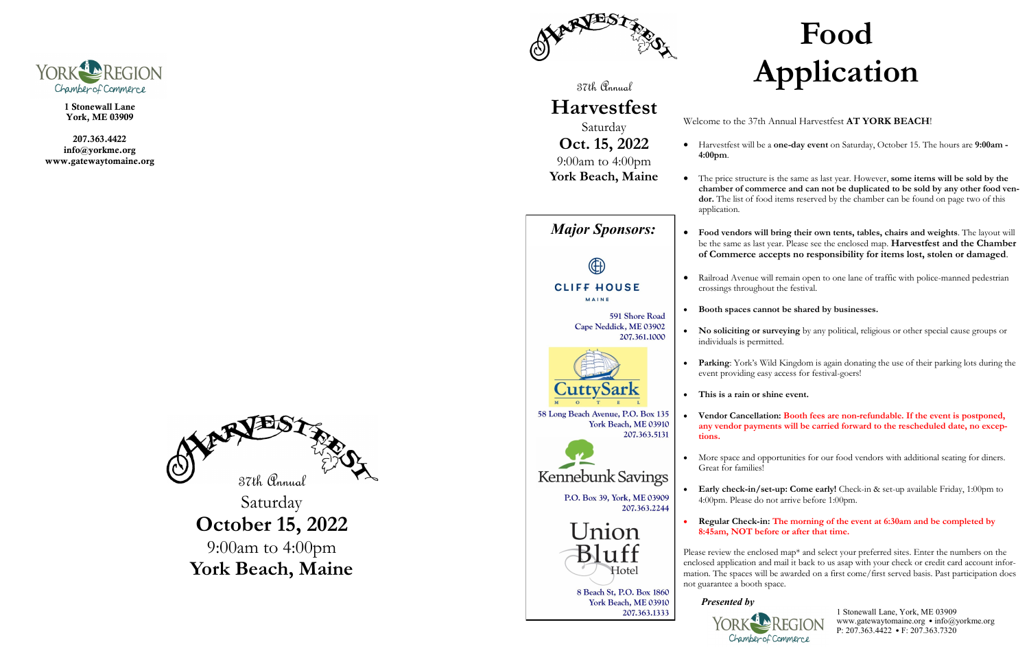York Region Chamber of Commerce

1 Stonewall Lane
York, ME 03909

207.363.4422
info@yorkme.org
www.gatewaytomaine.org

HARVESTFEST

37th Annual

Saturday

**October 15, 2022**

9:00am to 4:00pm

**York Beach, Maine**

HARVESTFEST

37th Annual

# Harvestfest

Saturday

**Oct. 15, 2022**

9:00am to 4:00pm

**York Beach, Maine**

## *Major Sponsors:*

**CLIFF HOUSE**
MAINE

591 Shore Road
Cape Neddick, ME 03902
207.361.1000

**CuttySark**
MOTEL

58 Long Beach Avenue, P.O. Box 135
York Beach, ME 03910
207.363.5131

Kennebunk Savings

P.O. Box 39, York, ME 03909
207.363.2244

Union Bluff Hotel

8 Beach St, P.O. Box 1860
York Beach, ME 03910
207.363.1333

# Food Application

Welcome to the 37th Annual Harvestfest **AT YORK BEACH**!

- Harvestfest will be a **one-day event** on Saturday, October 15. The hours are **9:00am - 4:00pm**.
- The price structure is the same as last year. However, **some items will be sold by the chamber of commerce and can not be duplicated to be sold by any other food vendor.** The list of food items reserved by the chamber can be found on page two of this application.
- **Food vendors will bring their own tents, tables, chairs and weights**. The layout will be the same as last year. Please see the enclosed map. **Harvestfest and the Chamber of Commerce accepts no responsibility for items lost, stolen or damaged**.
- Railroad Avenue will remain open to one lane of traffic with police-manned pedestrian crossings throughout the festival.
- **Booth spaces cannot be shared by businesses.**
- **No soliciting or surveying** by any political, religious or other special cause groups or individuals is permitted.
- **Parking**: York's Wild Kingdom is again donating the use of their parking lots during the event providing easy access for festival-goers!
- **This is a rain or shine event.**
- **Vendor Cancellation: Booth fees are non-refundable. If the event is postponed, any vendor payments will be carried forward to the rescheduled date, no exceptions.**
- More space and opportunities for our food vendors with additional seating for diners. Great for families!
- **Early check-in/set-up: Come early!** Check-in & set-up available Friday, 1:00pm to 4:00pm. Please do not arrive before 1:00pm.
- **Regular Check-in: The morning of the event at 6:30am and be completed by 8:45am, NOT before or after that time.**

Please review the enclosed map* and select your preferred sites. Enter the numbers on the enclosed application and mail it back to us asap with your check or credit card account information. The spaces will be awarded on a first come/first served basis. Past participation does not guarantee a booth space.

*Presented by*

York Region Chamber of Commerce

1 Stonewall Lane, York, ME 03909
www.gatewaytomaine.org • info@yorkme.org
P: 207.363.4422 • F: 207.363.7320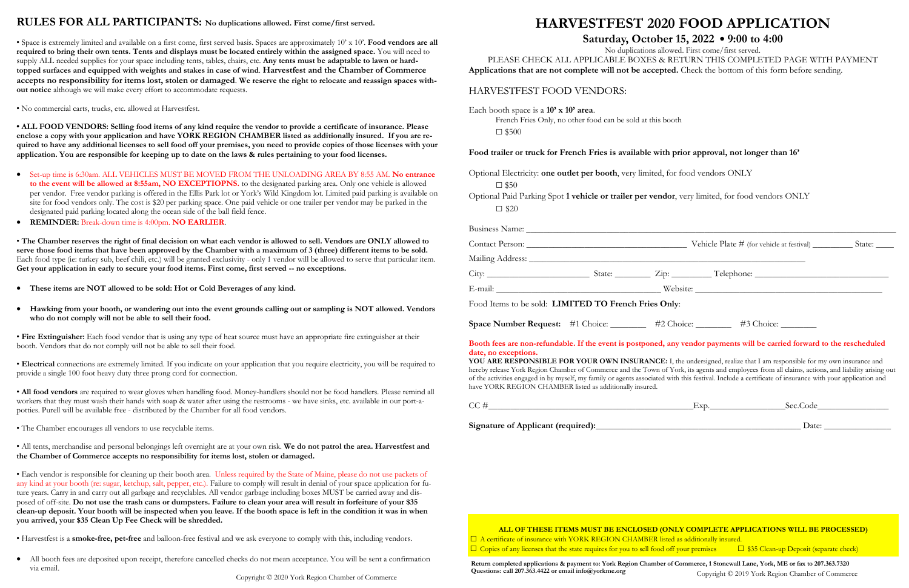## RULES FOR ALL PARTICIPANTS: No duplications allowed. First come/first served.

• Space is extremely limited and available on a first come, first served basis. Spaces are approximately 10' x 10'. **Food vendors are all required to bring their own tents. Tents and displays must be located entirely within the assigned space.** You will need to supply ALL needed supplies for your space including tents, tables, chairs, etc. **Any tents must be adaptable to lawn or hard-topped surfaces and equipped with weights and stakes in case of wind**. **Harvestfest and the Chamber of Commerce accepts no responsibility for items lost, stolen or damaged**. **We reserve the right to relocate and reassign spaces without notice** although we will make every effort to accommodate requests.

• No commercial carts, trucks, etc. allowed at Harvestfest.

**• ALL FOOD VENDORS: Selling food items of any kind require the vendor to provide a certificate of insurance. Please enclose a copy with your application and have YORK REGION CHAMBER listed as additionally insured. If you are required to have any additional licenses to sell food off your premises, you need to provide copies of those licenses with your application. You are responsible for keeping up to date on the laws & rules pertaining to your food licenses.**

- Set-up time is 6:30am. ALL VEHICLES MUST BE MOVED FROM THE UNLOADING AREA BY 8:55 AM. **No entrance to the event will be allowed at 8:55am, NO EXCEPTIOPNS.** to the designated parking area. Only one vehicle is allowed per vendor. Free vendor parking is offered in the Ellis Park lot or York's Wild Kingdom lot. Limited paid parking is available on site for food vendors only. The cost is $20 per parking space. One paid vehicle or one trailer per vendor may be parked in the designated paid parking located along the ocean side of the ball field fence.
- **REMINDER:** Break-down time is 4:00pm. **NO EARLIER**.

**• The Chamber reserves the right of final decision on what each vendor is allowed to sell. Vendors are ONLY allowed to serve those food items that have been approved by the Chamber with a maximum of 3 (three) different items to be sold.** Each food type (ie: turkey sub, beef chili, etc.) will be granted exclusivity - only 1 vendor will be allowed to serve that particular item. **Get your application in early to secure your food items. First come, first served -- no exceptions.**

- **These items are NOT allowed to be sold: Hot or Cold Beverages of any kind.**
- **Hawking from your booth, or wandering out into the event grounds calling out or sampling is NOT allowed. Vendors who do not comply will not be able to sell their food.**

• **Fire Extinguisher:** Each food vendor that is using any type of heat source must have an appropriate fire extinguisher at their booth. Vendors that do not comply will not be able to sell their food.

• **Electrical** connections are extremely limited. If you indicate on your application that you require electricity, you will be required to provide a single 100 foot heavy duty three prong cord for connection.

• **All food vendors** are required to wear gloves when handling food. Money-handlers should not be food handlers. Please remind all workers that they must wash their hands with soap & water after using the restrooms - we have sinks, etc. available in our port-a-potties. Purell will be available free - distributed by the Chamber for all food vendors.

• The Chamber encourages all vendors to use recyclable items.

• All tents, merchandise and personal belongings left overnight are at your own risk. **We do not patrol the area. Harvestfest and the Chamber of Commerce accepts no responsibility for items lost, stolen or damaged.**

• Each vendor is responsible for cleaning up their booth area. Unless required by the State of Maine, please do not use packets of any kind at your booth (re: sugar, ketchup, salt, pepper, etc.). Failure to comply will result in denial of your space application for future years. Carry in and carry out all garbage and recyclables. All vendor garbage including boxes MUST be carried away and disposed of off-site. **Do not use the trash cans or dumpsters. Failure to clean your area will result in forfeiture of your $35 clean-up deposit. Your booth will be inspected when you leave. If the booth space is left in the condition it was in when you arrived, your $35 Clean Up Fee Check will be shredded.**

• Harvestfest is a **smoke-free, pet-free** and balloon-free festival and we ask everyone to comply with this, including vendors.

- All booth fees are deposited upon receipt, therefore cancelled checks do not mean acceptance. You will be sent a confirmation via email.

Copyright © 2020 York Region Chamber of Commerce

# HARVESTFEST 2020 FOOD APPLICATION

## Saturday, October 15, 2022 • 9:00 to 4:00

No duplications allowed. First come/first served.

PLEASE CHECK ALL APPLICABLE BOXES & RETURN THIS COMPLETED PAGE WITH PAYMENT

**Applications that are not complete will not be accepted.** Check the bottom of this form before sending.

### HARVESTFEST FOOD VENDORS:

Each booth space is a **10' x 10' area**.

French Fries Only, no other food can be sold at this booth

☐ $500

**Food trailer or truck for French Fries is available with prior approval, not longer than 16'**

Optional Electricity: **one outlet per booth**, very limited, for food vendors ONLY

☐ $50

Optional Paid Parking Spot **1 vehicle or trailer per vendor**, very limited, for food vendors ONLY

☐ $20

Business Name: ______________________________________________

Contact Person: ______________________ Vehicle Plate # (for vehicle at festival) _________ State: ____

Mailing Address: ______________________________________________

City: ______________ State: ________ Zip: _________ Telephone: ____________________

E-mail: ______________________ Website: ____________________________

Food Items to be sold: **LIMITED TO French Fries Only**:

**Space Number Request:** #1 Choice: ________ #2 Choice: ________ #3 Choice: ________

**Booth fees are non-refundable. If the event is postponed, any vendor payments will be carried forward to the rescheduled date, no exceptions.**

**YOU ARE RESPONSIBLE FOR YOUR OWN INSURANCE:** I, the undersigned, realize that I am responsible for my own insurance and hereby release York Region Chamber of Commerce and the Town of York, its agents and employees from all claims, actions, and liability arising out of the activities engaged in by myself, my family or agents associated with this festival. Include a certificate of insurance with your application and have YORK REGION CHAMBER listed as additionally insured.

CC #______________________________ Exp.______________ Sec.Code______________

**Signature of Applicant (required):**______________________________ Date: ______________

**ALL OF THESE ITEMS MUST BE ENCLOSED (ONLY COMPLETE APPLICATIONS WILL BE PROCESSED)**

☐ A certificate of insurance with YORK REGION CHAMBER listed as additionally insured.

☐ Copies of any licenses that the state requires for you to sell food off your premises ☐ $35 Clean-up Deposit (separate check)

**Return completed applications & payment to: York Region Chamber of Commerce, 1 Stonewall Lane, York, ME or fax to 207.363.7320**
**Questions: call 207.363.4422 or email info@yorkme.org**

Copyright © 2019 York Region Chamber of Commerce